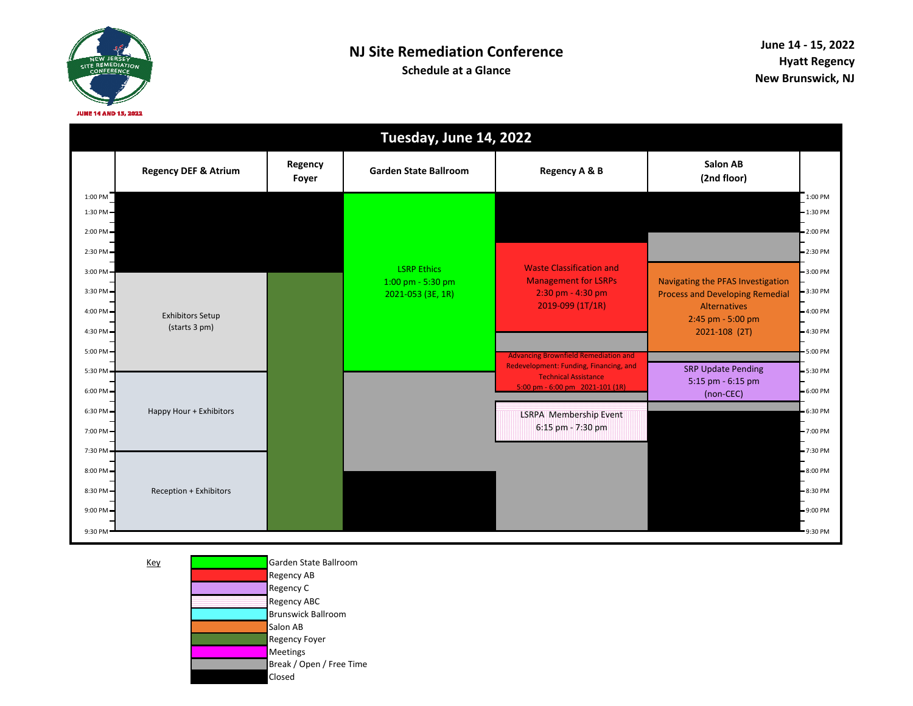# NJ Site Remediation Conference

**Schedule at a Glance**

**June 14 - 15, 2022**
**Hyatt Regency**
**New Brunswick, NJ**

## Tuesday, June 14, 2022

| Time | Regency DEF & Atrium | Regency Foyer | Garden State Ballroom | Regency A & B | Salon AB (2nd floor) |
|---|---|---|---|---|---|
| 1:00 PM – 3:00 PM | Closed | Closed | LSRP Ethics<br>1:00 pm - 5:30 pm<br>2021-053 (3E, 1R) | Closed (1:00 – 2:30) | Closed (1:00 – 2:00); Break / Open / Free Time (2:00 – 2:45) |
| 2:30 PM – 4:30 PM | | | | Waste Classification and Management for LSRPs<br>2:30 pm - 4:30 pm<br>2019-099 (1T/1R) | |
| 2:45 PM – 5:00 PM | | | | | Navigating the PFAS Investigation Process and Developing Remedial Alternatives<br>2:45 pm - 5:00 pm<br>2021-108 (2T) |
| 3:00 PM – 5:30 PM | Exhibitors Setup<br>(starts 3 pm) | Regency Foyer (3:00 – 9:30) | | Break (4:30 – 5:00) | Break (5:00 – 5:15) |
| 5:00 PM – 6:00 PM | | | | Advancing Brownfield Remediation and Redevelopment: Funding, Financing, and Technical Assistance<br>5:00 pm - 6:00 pm 2021-101 (1R) | |
| 5:15 PM – 6:15 PM | | | | | SRP Update Pending<br>5:15 pm - 6:15 pm<br>(non-CEC) |
| 5:30 PM – 7:30 PM | Happy Hour + Exhibitors | | Break / Open / Free Time (5:30 – 8:00) | Break (6:00 – 6:15) | Break (6:15 – 6:30); Closed (6:30 – 9:30) |
| 6:15 PM – 7:30 PM | | | | LSRPA Membership Event<br>6:15 pm - 7:30 pm | |
| 7:30 PM – 9:30 PM | Reception + Exhibitors | | Closed (8:00 – 9:30) | Break / Open / Free Time (7:30 – 9:30) | |

**Key**

- Garden State Ballroom
- Regency AB
- Regency C
- Regency ABC
- Brunswick Ballroom
- Salon AB
- Regency Foyer
- Meetings
- Break / Open / Free Time
- Closed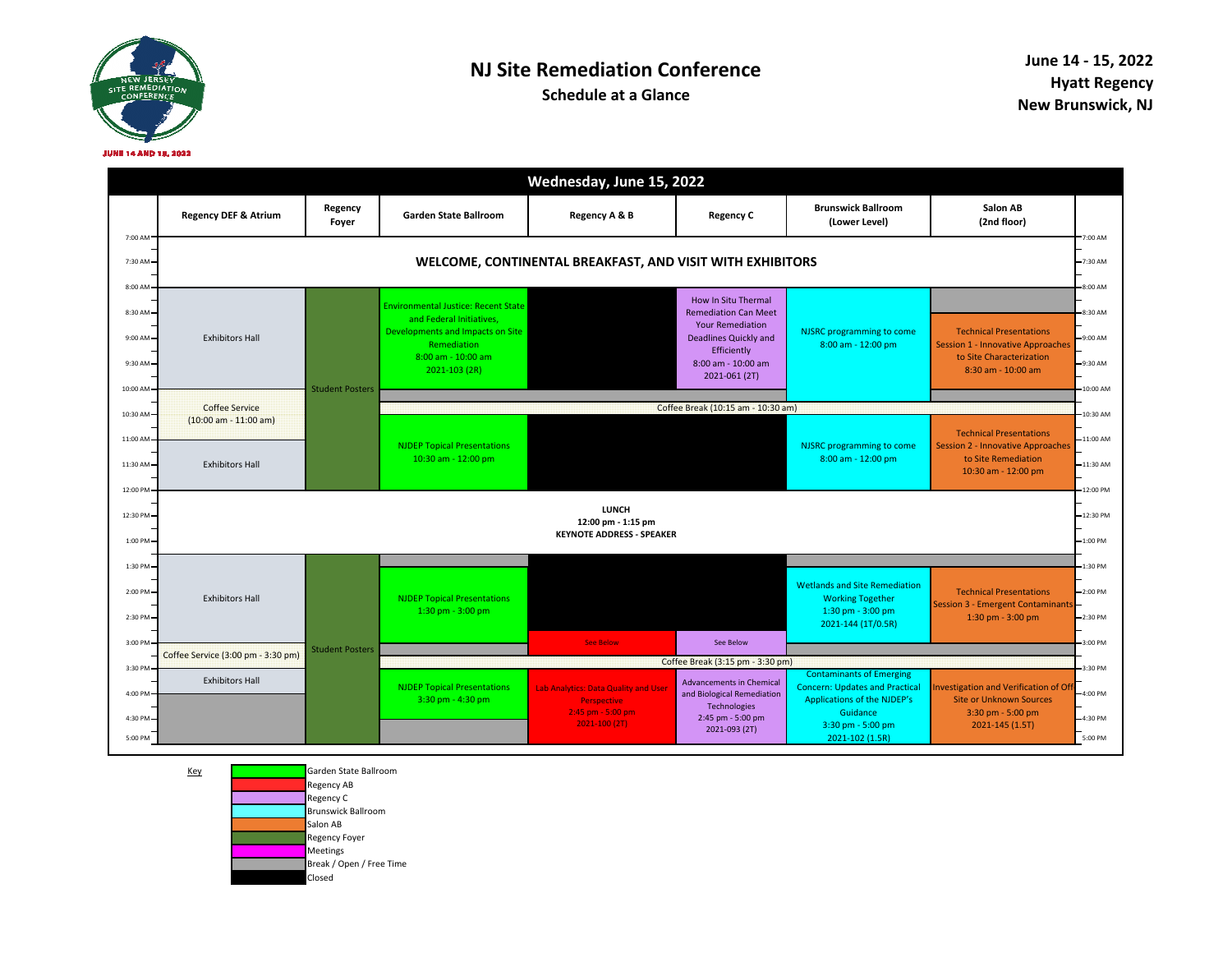# NJ Site Remediation Conference

## Schedule at a Glance

**June 14 - 15, 2022**
**Hyatt Regency**
**New Brunswick, NJ**

## Wednesday, June 15, 2022

| Time | Regency DEF & Atrium | Regency Foyer | Garden State Ballroom | Regency A & B | Regency C | Brunswick Ballroom (Lower Level) | Salon AB (2nd floor) |
|---|---|---|---|---|---|---|---|
| 7:00 AM - 8:00 AM | WELCOME, CONTINENTAL BREAKFAST, AND VISIT WITH EXHIBITORS | | | | | | |
| 8:00 AM - 10:00 AM | Exhibitors Hall | Student Posters | Environmental Justice: Recent State and Federal Initiatives, Developments and Impacts on Site Remediation 8:00 am - 10:00 am 2021-103 (2R) | Closed | How In Situ Thermal Remediation Can Meet Your Remediation Deadlines Quickly and Efficiently 8:00 am - 10:00 am 2021-061 (2T) | NJSRC programming to come 8:00 am - 12:00 pm | Technical Presentations Session 1 - Innovative Approaches to Site Characterization 8:30 am - 10:00 am |
| 10:00 AM - 11:00 AM | Coffee Service (10:00 am - 11:00 am) | Student Posters | Coffee Break (10:15 am - 10:30 am) | | | | |
| 10:30 AM - 12:00 PM | Exhibitors Hall | Student Posters | NJDEP Topical Presentations 10:30 am - 12:00 pm | Closed | Closed | NJSRC programming to come 8:00 am - 12:00 pm | Technical Presentations Session 2 - Innovative Approaches to Site Remediation 10:30 am - 12:00 pm |
| 12:00 PM - 1:15 PM | LUNCH 12:00 pm - 1:15 pm KEYNOTE ADDRESS - SPEAKER | | | | | | |
| 1:30 PM - 3:00 PM | Exhibitors Hall | Student Posters | NJDEP Topical Presentations 1:30 pm - 3:00 pm | Closed | Closed | Wetlands and Site Remediation Working Together 1:30 pm - 3:00 pm 2021-144 (1T/0.5R) | Technical Presentations Session 3 - Emergent Contaminants 1:30 pm - 3:00 pm |
| 2:45 PM - 3:15 PM | | | | See Below | See Below | | |
| 3:00 PM - 3:30 PM | Coffee Service (3:00 pm - 3:30 pm) | Student Posters | Coffee Break (3:15 pm - 3:30 pm) | | | | |
| 3:30 PM - 5:00 PM | Exhibitors Hall | Student Posters | NJDEP Topical Presentations 3:30 pm - 4:30 pm | Lab Analytics: Data Quality and User Perspective 2:45 pm - 5:00 pm 2021-100 (2T) | Advancements in Chemical and Biological Remediation Technologies 2:45 pm - 5:00 pm 2021-093 (2T) | Contaminants of Emerging Concern: Updates and Practical Applications of the NJDEP's Guidance 3:30 pm - 5:00 pm 2021-102 (1.5R) | Investigation and Verification of Off Site or Unknown Sources 3:30 pm - 5:00 pm 2021-145 (1.5T) |

**Key**

- Garden State Ballroom
- Regency AB
- Regency C
- Brunswick Ballroom
- Salon AB
- Regency Foyer
- Meetings
- Break / Open / Free Time
- Closed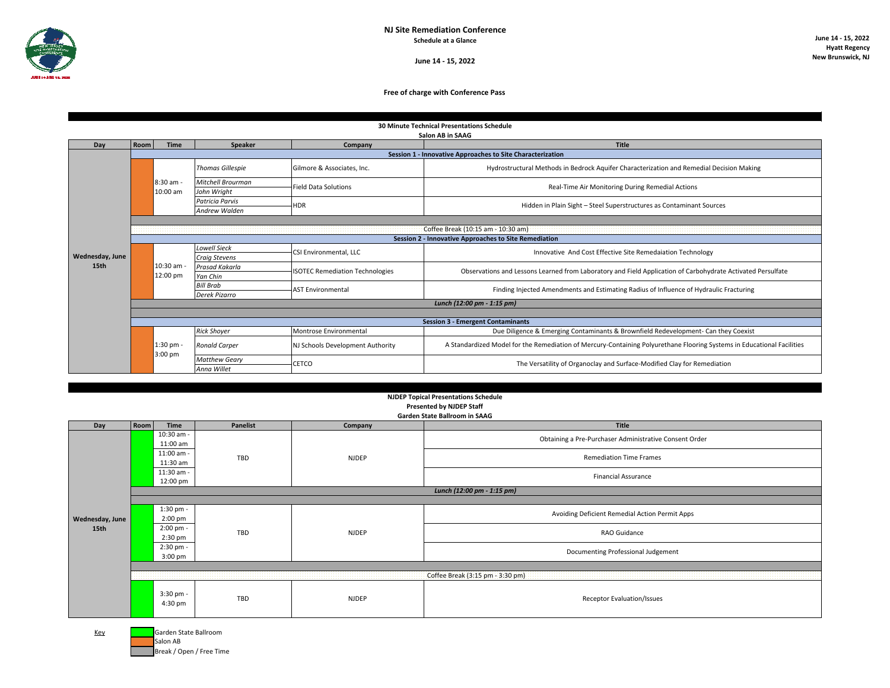# NJ Site Remediation Conference

**Schedule at a Glance**

**June 14 - 15, 2022**

**June 14 - 15, 2022**
**Hyatt Regency**
**New Brunswick, NJ**

**Free of charge with Conference Pass**

## 30 Minute Technical Presentations Schedule
**Salon AB in SAAG**

| Day | Room | Time | Speaker | Company | Title |
|---|---|---|---|---|---|
| Wednesday, June 15th | | | | | **Session 1 - Innovative Approaches to Site Characterization** |
| | Salon AB | 8:30 am - 10:00 am | *Thomas Gillespie* | Gilmore & Associates, Inc. | Hydrostructural Methods in Bedrock Aquifer Characterization and Remedial Decision Making |
| | | | *Mitchell Brourman*, *John Wright* | Field Data Solutions | Real-Time Air Monitoring During Remedial Actions |
| | | | *Patricia Parvis*, *Andrew Walden* | HDR | Hidden in Plain Sight – Steel Superstructures as Contaminant Sources |
| | | | | | Coffee Break (10:15 am - 10:30 am) |
| | | | | | **Session 2 - Innovative Approaches to Site Remediation** |
| | Salon AB | 10:30 am - 12:00 pm | *Lowell Sieck*, *Craig Stevens* | CSI Environmental, LLC | Innovative And Cost Effective Site Remedaiation Technology |
| | | | *Prasad Kakarla*, *Yan Chin* | ISOTEC Remediation Technologies | Observations and Lessons Learned from Laboratory and Field Application of Carbohydrate Activated Persulfate |
| | | | *Bill Brab*, *Derek Pizarro* | AST Environmental | Finding Injected Amendments and Estimating Radius of Influence of Hydraulic Fracturing |
| | | | | | *Lunch (12:00 pm - 1:15 pm)* |
| | | | | | **Session 3 - Emergent Contaminants** |
| | Salon AB | 1:30 pm - 3:00 pm | *Rick Shoyer* | Montrose Environmental | Due Diligence & Emerging Contaminants & Brownfield Redevelopment- Can they Coexist |
| | | | *Ronald Carper* | NJ Schools Development Authority | A Standardized Model for the Remediation of Mercury-Containing Polyurethane Flooring Systems in Educational Facilities |
| | | | *Matthew Geary*, *Anna Willet* | CETCO | The Versatility of Organoclay and Surface-Modified Clay for Remediation |

## NJDEP Topical Presentations Schedule
**Presented by NJDEP Staff**
**Garden State Ballroom in SAAG**

| Day | Room | Time | Panelist | Company | Title |
|---|---|---|---|---|---|
| Wednesday, June 15th | Garden State Ballroom | 10:30 am - 11:00 am | TBD | NJDEP | Obtaining a Pre-Purchaser Administrative Consent Order |
| | | 11:00 am - 11:30 am | | | Remediation Time Frames |
| | | 11:30 am - 12:00 pm | | | Financial Assurance |
| | | | | | *Lunch (12:00 pm - 1:15 pm)* |
| | Garden State Ballroom | 1:30 pm - 2:00 pm | TBD | NJDEP | Avoiding Deficient Remedial Action Permit Apps |
| | | 2:00 pm - 2:30 pm | | | RAO Guidance |
| | | 2:30 pm - 3:00 pm | | | Documenting Professional Judgement |
| | | | | | Coffee Break (3:15 pm - 3:30 pm) |
| | Garden State Ballroom | 3:30 pm - 4:30 pm | TBD | NJDEP | Receptor Evaluation/Issues |

Key

- Garden State Ballroom
- Salon AB
- Break / Open / Free Time